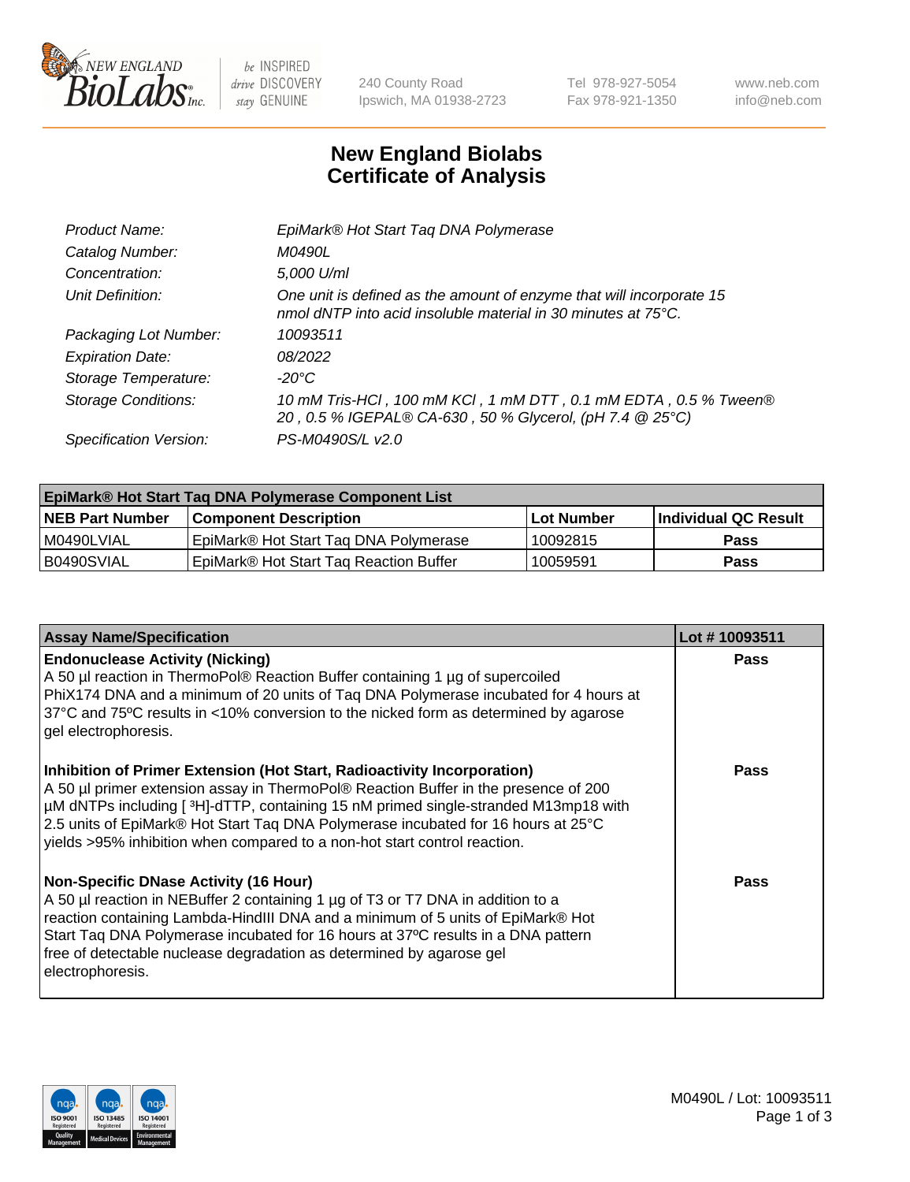# New England Biolabs Certificate of Analysis

| | |
|---|---|
| *Product Name:* | *EpiMark® Hot Start Taq DNA Polymerase* |
| *Catalog Number:* | *M0490L* |
| *Concentration:* | *5,000 U/ml* |
| *Unit Definition:* | *One unit is defined as the amount of enzyme that will incorporate 15 nmol dNTP into acid insoluble material in 30 minutes at 75°C.* |
| *Packaging Lot Number:* | *10093511* |
| *Expiration Date:* | *08/2022* |
| *Storage Temperature:* | *-20°C* |
| *Storage Conditions:* | *10 mM Tris-HCl , 100 mM KCl , 1 mM DTT , 0.1 mM EDTA , 0.5 % Tween® 20 , 0.5 % IGEPAL® CA-630 , 50 % Glycerol, (pH 7.4 @ 25°C)* |
| *Specification Version:* | *PS-M0490S/L v2.0* |

| EpiMark® Hot Start Taq DNA Polymerase Component List | | | |
|---|---|---|---|
| **NEB Part Number** | **Component Description** | **Lot Number** | **Individual QC Result** |
| M0490LVIAL | EpiMark® Hot Start Taq DNA Polymerase | 10092815 | **Pass** |
| B0490SVIAL | EpiMark® Hot Start Taq Reaction Buffer | 10059591 | **Pass** |

| Assay Name/Specification | Lot # 10093511 |
|---|---|
| **Endonuclease Activity (Nicking)** A 50 µl reaction in ThermoPol® Reaction Buffer containing 1 µg of supercoiled PhiX174 DNA and a minimum of 20 units of Taq DNA Polymerase incubated for 4 hours at 37ºC and 75ºC results in <10% conversion to the nicked form as determined by agarose gel electrophoresis. | **Pass** |
| **Inhibition of Primer Extension (Hot Start, Radioactivity Incorporation)** A 50 µl primer extension assay in ThermoPol® Reaction Buffer in the presence of 200 µM dNTPs including [ $^3$H]-dTTP, containing 15 nM primed single-stranded M13mp18 with 2.5 units of EpiMark® Hot Start Taq DNA Polymerase incubated for 16 hours at 25°C yields >95% inhibition when compared to a non-hot start control reaction. | **Pass** |
| **Non-Specific DNase Activity (16 Hour)** A 50 µl reaction in NEBuffer 2 containing 1 µg of T3 or T7 DNA in addition to a reaction containing Lambda-HindIII DNA and a minimum of 5 units of EpiMark® Hot Start Taq DNA Polymerase incubated for 16 hours at 37ºC results in a DNA pattern free of detectable nuclease degradation as determined by agarose gel electrophoresis. | **Pass** |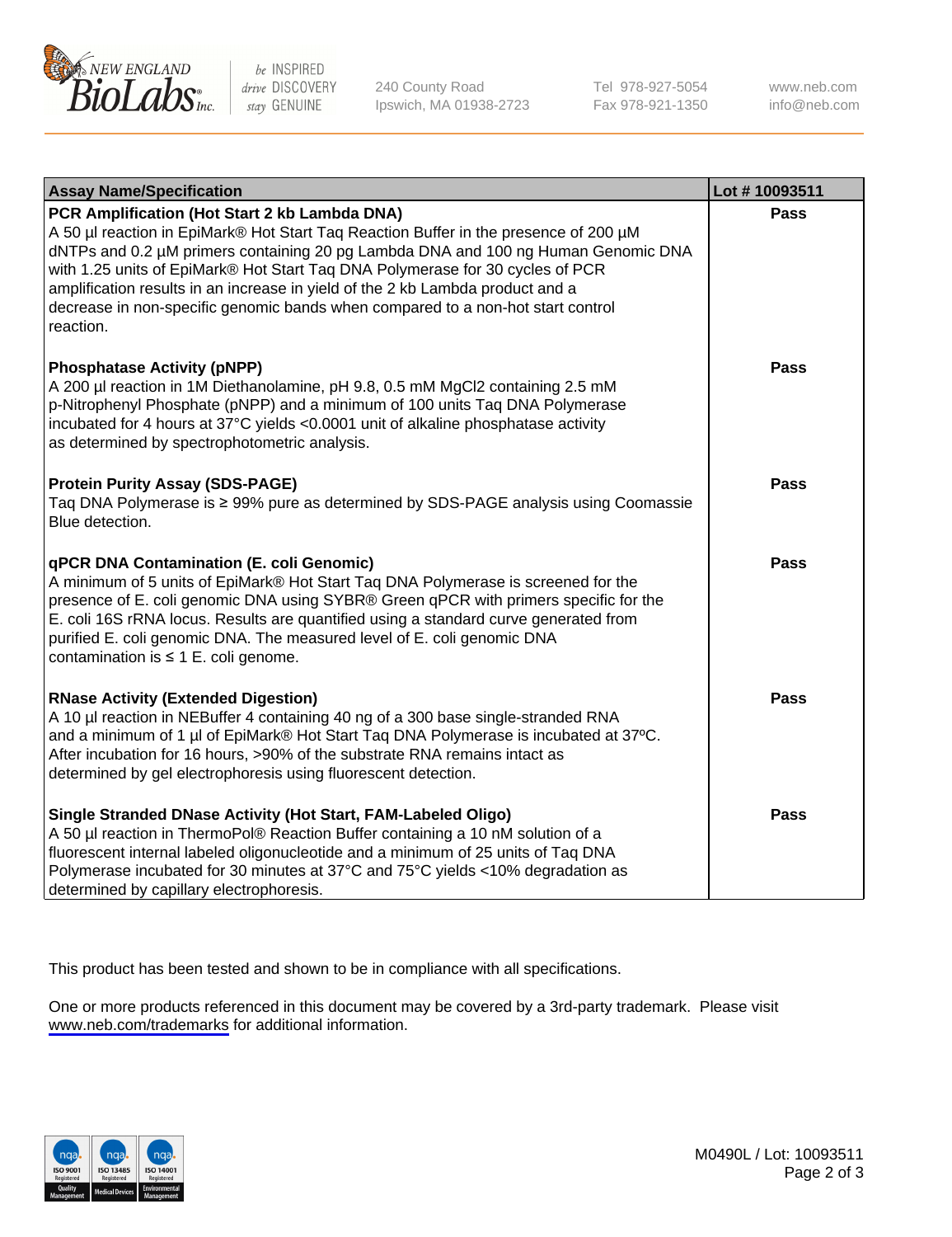| Assay Name/Specification | Lot # 10093511 |
|---|---|
| **PCR Amplification (Hot Start 2 kb Lambda DNA)**<br>A 50 µl reaction in EpiMark® Hot Start Taq Reaction Buffer in the presence of 200 µM dNTPs and 0.2 µM primers containing 20 pg Lambda DNA and 100 ng Human Genomic DNA with 1.25 units of EpiMark® Hot Start Taq DNA Polymerase for 30 cycles of PCR amplification results in an increase in yield of the 2 kb Lambda product and a decrease in non-specific genomic bands when compared to a non-hot start control reaction. | **Pass** |
| **Phosphatase Activity (pNPP)**<br>A 200 µl reaction in 1M Diethanolamine, pH 9.8, 0.5 mM $MgCl_2$ containing 2.5 mM p-Nitrophenyl Phosphate (pNPP) and a minimum of 100 units Taq DNA Polymerase incubated for 4 hours at 37°C yields <0.0001 unit of alkaline phosphatase activity as determined by spectrophotometric analysis. | **Pass** |
| **Protein Purity Assay (SDS-PAGE)**<br>Taq DNA Polymerase is ≥ 99% pure as determined by SDS-PAGE analysis using Coomassie Blue detection. | **Pass** |
| **qPCR DNA Contamination (E. coli Genomic)**<br>A minimum of 5 units of EpiMark® Hot Start Taq DNA Polymerase is screened for the presence of E. coli genomic DNA using SYBR® Green qPCR with primers specific for the E. coli 16S rRNA locus. Results are quantified using a standard curve generated from purified E. coli genomic DNA. The measured level of E. coli genomic DNA contamination is ≤ 1 E. coli genome. | **Pass** |
| **RNase Activity (Extended Digestion)**<br>A 10 µl reaction in NEBuffer 4 containing 40 ng of a 300 base single-stranded RNA and a minimum of 1 µl of EpiMark® Hot Start Taq DNA Polymerase is incubated at 37ºC. After incubation for 16 hours, >90% of the substrate RNA remains intact as determined by gel electrophoresis using fluorescent detection. | **Pass** |
| **Single Stranded DNase Activity (Hot Start, FAM-Labeled Oligo)**<br>A 50 µl reaction in ThermoPol® Reaction Buffer containing a 10 nM solution of a fluorescent internal labeled oligonucleotide and a minimum of 25 units of Taq DNA Polymerase incubated for 30 minutes at 37°C and 75°C yields <10% degradation as determined by capillary electrophoresis. | **Pass** |

This product has been tested and shown to be in compliance with all specifications.

One or more products referenced in this document may be covered by a 3rd-party trademark. Please visit www.neb.com/trademarks for additional information.

M0490L / Lot: 10093511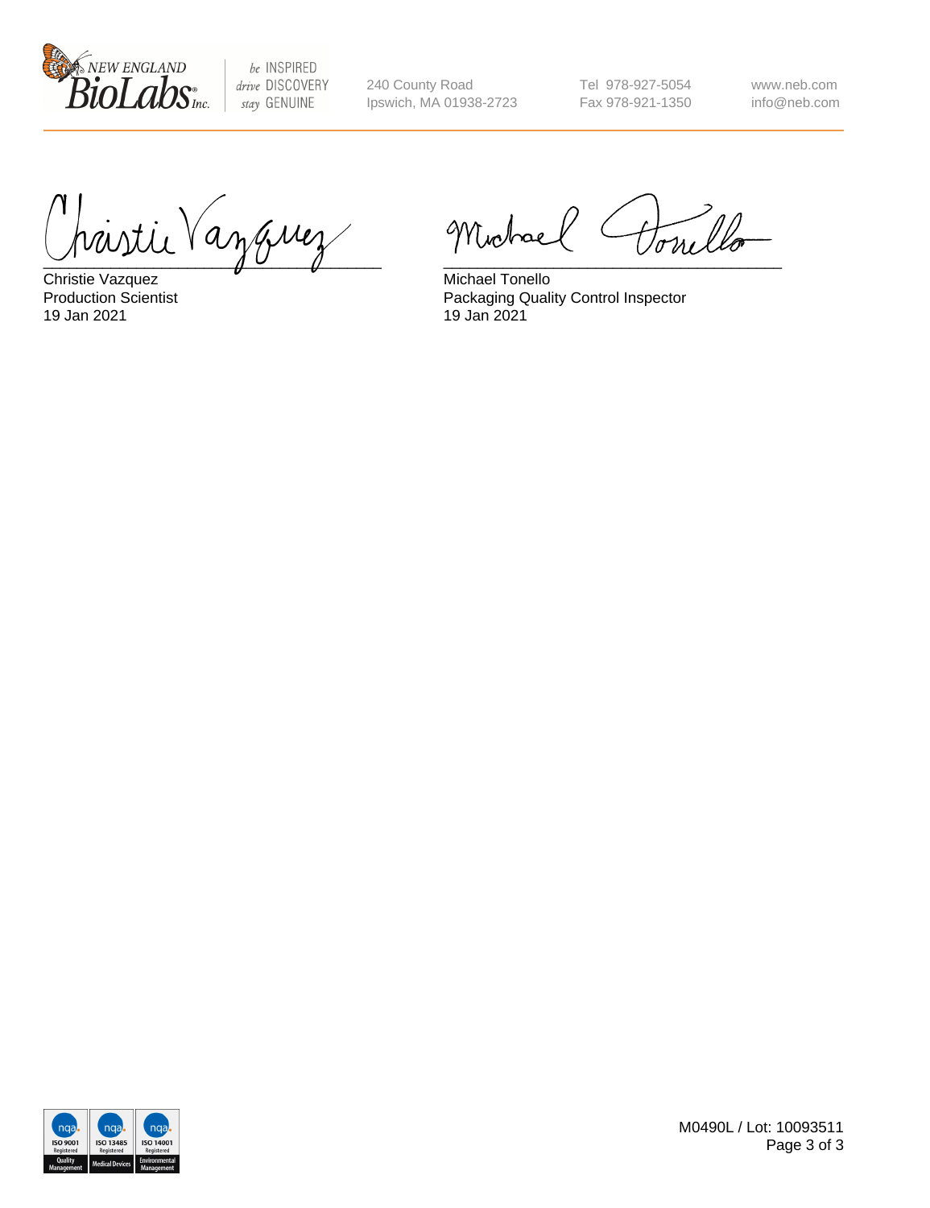NEW ENGLAND BioLabs Inc. | be INSPIRED drive DISCOVERY stay GENUINE

240 County Road
Ipswich, MA 01938-2723

Tel 978-927-5054
Fax 978-921-1350

www.neb.com
info@neb.com

Christie Vazquez
Production Scientist
19 Jan 2021

Michael Tonello
Packaging Quality Control Inspector
19 Jan 2021

M0490L / Lot: 10093511